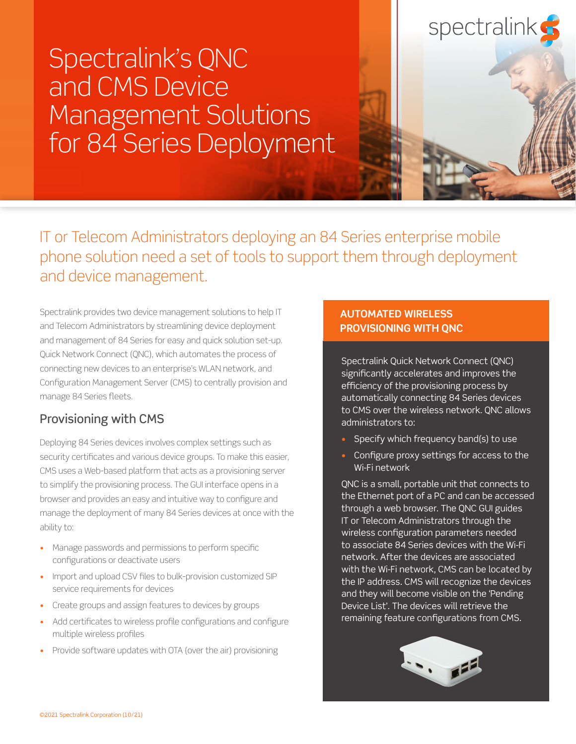# Spectralink's QNC and CMS Device Management Solutions for 84 Series Deployment

IT or Telecom Administrators deploying an 84 Series enterprise mobile phone solution need a set of tools to support them through deployment and device management.

Spectralink provides two device management solutions to help IT and Telecom Administrators by streamlining device deployment and management of 84 Series for easy and quick solution set-up. Quick Network Connect (QNC), which automates the process of connecting new devices to an enterprise's WLAN network, and Configuration Management Server (CMS) to centrally provision and manage 84 Series fleets.

## Provisioning with CMS

Deploying 84 Series devices involves complex settings such as security certificates and various device groups. To make this easier, CMS uses a Web-based platform that acts as a provisioning server to simplify the provisioning process. The GUI interface opens in a browser and provides an easy and intuitive way to configure and manage the deployment of many 84 Series devices at once with the ability to:

- Manage passwords and permissions to perform specific configurations or deactivate users
- Import and upload CSV files to bulk-provision customized SIP service requirements for devices
- Create groups and assign features to devices by groups
- Add certificates to wireless profile configurations and configure multiple wireless profiles
- Provide software updates with OTA (over the air) provisioning

## AUTOMATED WIRELESS PROVISIONING WITH QNC

Spectralink Quick Network Connect (QNC) significantly accelerates and improves the efficiency of the provisioning process by automatically connecting 84 Series devices to CMS over the wireless network. QNC allows administrators to:

- Specify which frequency band(s) to use
- Configure proxy settings for access to the Wi-Fi network

QNC is a small, portable unit that connects to the Ethernet port of a PC and can be accessed through a web browser. The QNC GUI guides IT or Telecom Administrators through the wireless configuration parameters needed to associate 84 Series devices with the Wi-Fi network. After the devices are associated with the Wi-Fi network, CMS can be located by the IP address. CMS will recognize the devices and they will become visible on the 'Pending Device List'. The devices will retrieve the remaining feature configurations from CMS.

©2021 Spectralink Corporation (10/21)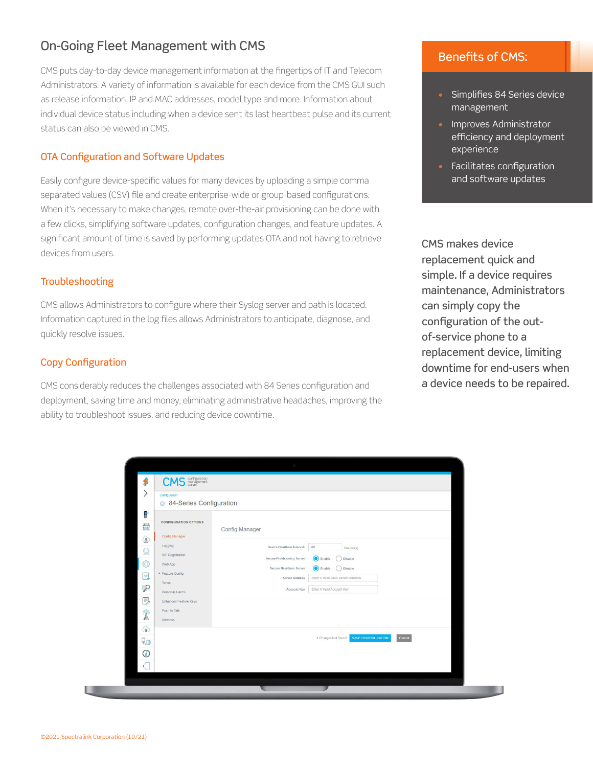## On-Going Fleet Management with CMS

CMS puts day-to-day device management information at the fingertips of IT and Telecom Administrators. A variety of information is available for each device from the CMS GUI such as release information, IP and MAC addresses, model type and more. Information about individual device status including when a device sent its last heartbeat pulse and its current status can also be viewed in CMS.

### OTA Configuration and Software Updates

Easily configure device-specific values for many devices by uploading a simple comma separated values (CSV) file and create enterprise-wide or group-based configurations. When it's necessary to make changes, remote over-the-air provisioning can be done with a few clicks, simplifying software updates, configuration changes, and feature updates. A significant amount of time is saved by performing updates OTA and not having to retrieve devices from users.

### Troubleshooting

CMS allows Administrators to configure where their Syslog server and path is located. Information captured in the log files allows Administrators to anticipate, diagnose, and quickly resolve issues.

### Copy Configuration

CMS considerably reduces the challenges associated with 84 Series configuration and deployment, saving time and money, eliminating administrative headaches, improving the ability to troubleshoot issues, and reducing device downtime.

### Benefits of CMS:

- Simplifies 84 Series device management
- Improves Administrator efficiency and deployment experience
- Facilitates configuration and software updates

CMS makes device replacement quick and simple. If a device requires maintenance, Administrators can simply copy the configuration of the out-of-service phone to a replacement device, limiting downtime for end-users when a device needs to be repaired.

©2021 Spectralink Corporation (10/21)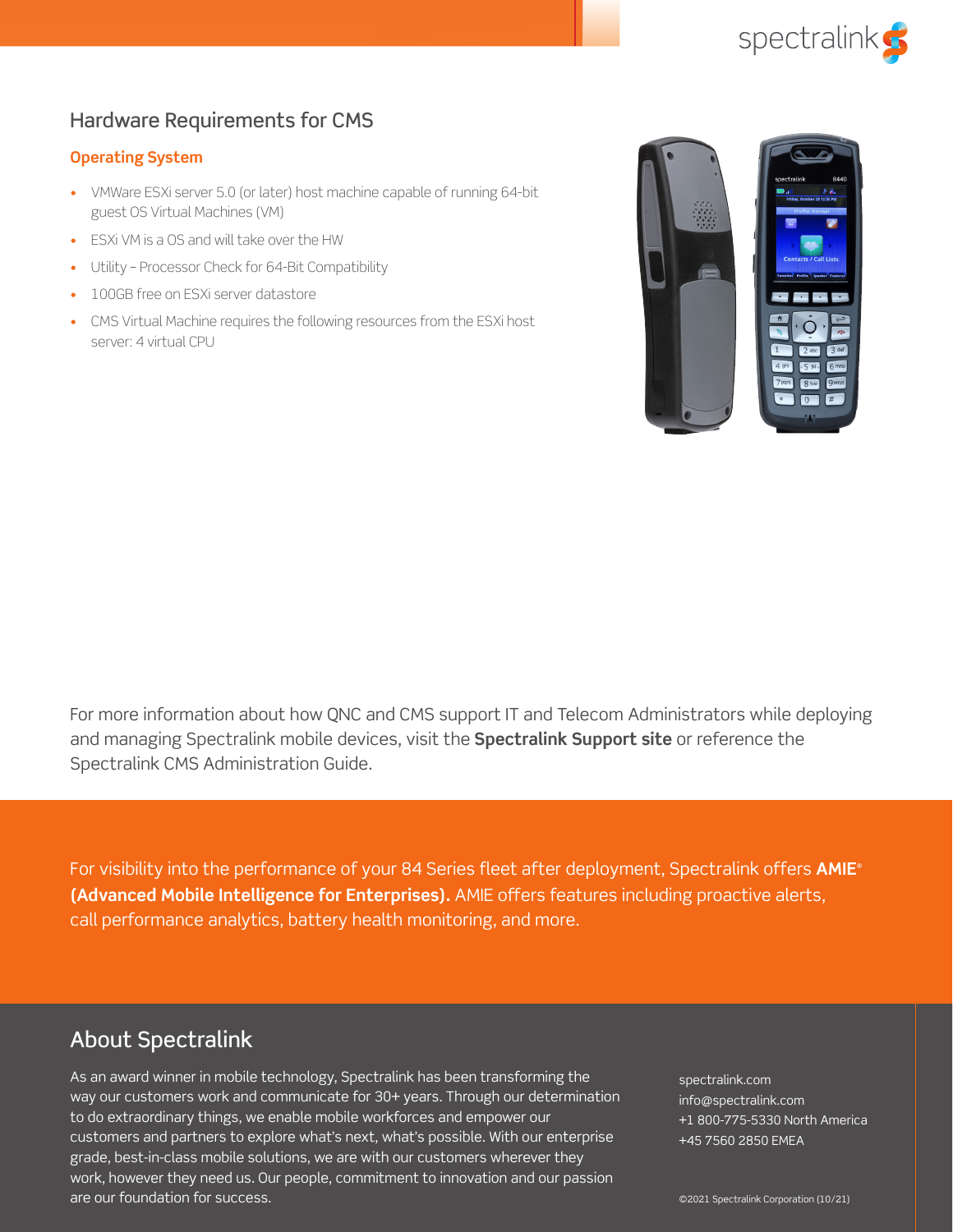## Hardware Requirements for CMS

### Operating System

- VMWare ESXi server 5.0 (or later) host machine capable of running 64-bit guest OS Virtual Machines (VM)
- ESXi VM is a OS and will take over the HW
- Utility – Processor Check for 64-Bit Compatibility
- 100GB free on ESXi server datastore
- CMS Virtual Machine requires the following resources from the ESXi host server: 4 virtual CPU

For more information about how QNC and CMS support IT and Telecom Administrators while deploying and managing Spectralink mobile devices, visit the **Spectralink Support site** or reference the Spectralink CMS Administration Guide.

For visibility into the performance of your 84 Series fleet after deployment, Spectralink offers **AMIE® (Advanced Mobile Intelligence for Enterprises).** AMIE offers features including proactive alerts, call performance analytics, battery health monitoring, and more.

## About Spectralink

As an award winner in mobile technology, Spectralink has been transforming the way our customers work and communicate for 30+ years. Through our determination to do extraordinary things, we enable mobile workforces and empower our customers and partners to explore what's next, what's possible. With our enterprise grade, best-in-class mobile solutions, we are with our customers wherever they work, however they need us. Our people, commitment to innovation and our passion are our foundation for success.

spectralink.com
info@spectralink.com
+1 800-775-5330 North America
+45 7560 2850 EMEA

©2021 Spectralink Corporation (10/21)